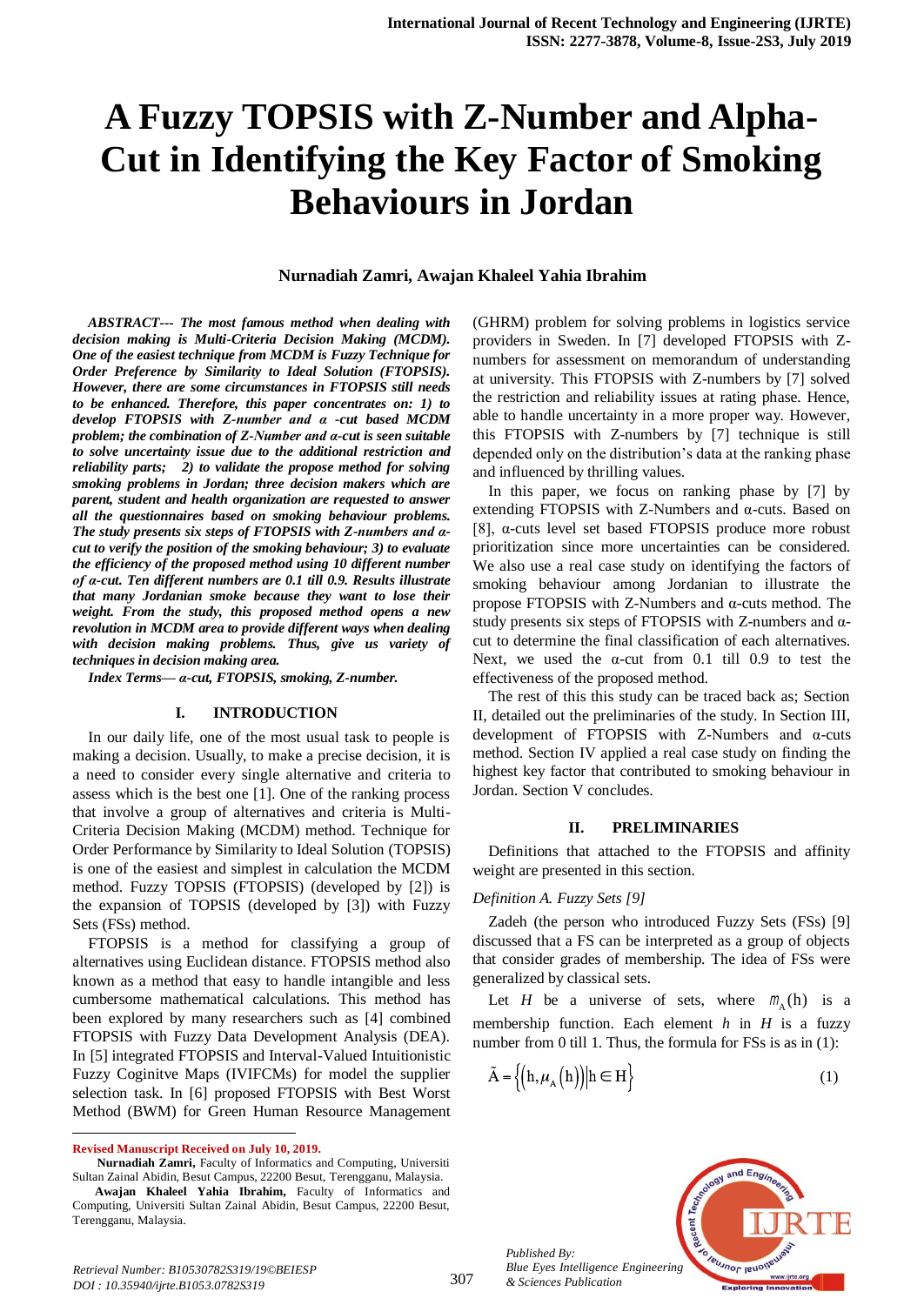# A Fuzzy TOPSIS with Z-Number and Alpha-Cut in Identifying the Key Factor of Smoking Behaviours in Jordan

**Nurnadiah Zamri, Awajan Khaleel Yahia Ibrahim**

***ABSTRACT--- The most famous method when dealing with decision making is Multi-Criteria Decision Making (MCDM). One of the easiest technique from MCDM is Fuzzy Technique for Order Preference by Similarity to Ideal Solution (FTOPSIS). However, there are some circumstances in FTOPSIS still needs to be enhanced. Therefore, this paper concentrates on: 1) to develop FTOPSIS with Z-number and α -cut based MCDM problem; the combination of Z-Number and α-cut is seen suitable to solve uncertainty issue due to the additional restriction and reliability parts; 2) to validate the propose method for solving smoking problems in Jordan; three decision makers which are parent, student and health organization are requested to answer all the questionnaires based on smoking behaviour problems. The study presents six steps of FTOPSIS with Z-numbers and α-cut to verify the position of the smoking behaviour; 3) to evaluate the efficiency of the proposed method using 10 different number of α-cut. Ten different numbers are 0.1 till 0.9. Results illustrate that many Jordanian smoke because they want to lose their weight. From the study, this proposed method opens a new revolution in MCDM area to provide different ways when dealing with decision making problems. Thus, give us variety of techniques in decision making area.***

***Index Terms— α-cut, FTOPSIS, smoking, Z-number.***

## I. INTRODUCTION

In our daily life, one of the most usual task to people is making a decision. Usually, to make a precise decision, it is a need to consider every single alternative and criteria to assess which is the best one [1]. One of the ranking process that involve a group of alternatives and criteria is Multi-Criteria Decision Making (MCDM) method. Technique for Order Performance by Similarity to Ideal Solution (TOPSIS) is one of the easiest and simplest in calculation the MCDM method. Fuzzy TOPSIS (FTOPSIS) (developed by [2]) is the expansion of TOPSIS (developed by [3]) with Fuzzy Sets (FSs) method.

FTOPSIS is a method for classifying a group of alternatives using Euclidean distance. FTOPSIS method also known as a method that easy to handle intangible and less cumbersome mathematical calculations. This method has been explored by many researchers such as [4] combined FTOPSIS with Fuzzy Data Development Analysis (DEA). In [5] integrated FTOPSIS and Interval-Valued Intuitionistic Fuzzy Coginitve Maps (IVIFCMs) for model the supplier selection task. In [6] proposed FTOPSIS with Best Worst Method (BWM) for Green Human Resource Management (GHRM) problem for solving problems in logistics service providers in Sweden. In [7] developed FTOPSIS with Z-numbers for assessment on memorandum of understanding at university. This FTOPSIS with Z-numbers by [7] solved the restriction and reliability issues at rating phase. Hence, able to handle uncertainty in a more proper way. However, this FTOPSIS with Z-numbers by [7] technique is still depended only on the distribution's data at the ranking phase and influenced by thrilling values.

In this paper, we focus on ranking phase by [7] by extending FTOPSIS with Z-Numbers and α-cuts. Based on [8], α-cuts level set based FTOPSIS produce more robust prioritization since more uncertainties can be considered. We also use a real case study on identifying the factors of smoking behaviour among Jordanian to illustrate the propose FTOPSIS with Z-Numbers and α-cuts method. The study presents six steps of FTOPSIS with Z-numbers and α-cut to determine the final classification of each alternatives. Next, we used the α-cut from 0.1 till 0.9 to test the effectiveness of the proposed method.

The rest of this this study can be traced back as; Section II, detailed out the preliminaries of the study. In Section III, development of FTOPSIS with Z-Numbers and α-cuts method. Section IV applied a real case study on finding the highest key factor that contributed to smoking behaviour in Jordan. Section V concludes.

## II. PRELIMINARIES

Definitions that attached to the FTOPSIS and affinity weight are presented in this section.

*Definition A. Fuzzy Sets [9]*

Zadeh (the person who introduced Fuzzy Sets (FSs) [9] discussed that a FS can be interpreted as a group of objects that consider grades of membership. The idea of FSs were generalized by classical sets.

Let $H$ be a universe of sets, where $m_A(h)$ is a membership function. Each element $h$ in $H$ is a fuzzy number from 0 till 1. Thus, the formula for FSs is as in (1):

$$\tilde{A} = \{(h, \mu_A(h)) | h \in H\} \tag{1}$$

---

**Revised Manuscript Received on July 10, 2019.**

**Nurnadiah Zamri,** Faculty of Informatics and Computing, Universiti Sultan Zainal Abidin, Besut Campus, 22200 Besut, Terengganu, Malaysia.

**Awajan Khaleel Yahia Ibrahim,** Faculty of Informatics and Computing, Universiti Sultan Zainal Abidin, Besut Campus, 22200 Besut, Terengganu, Malaysia.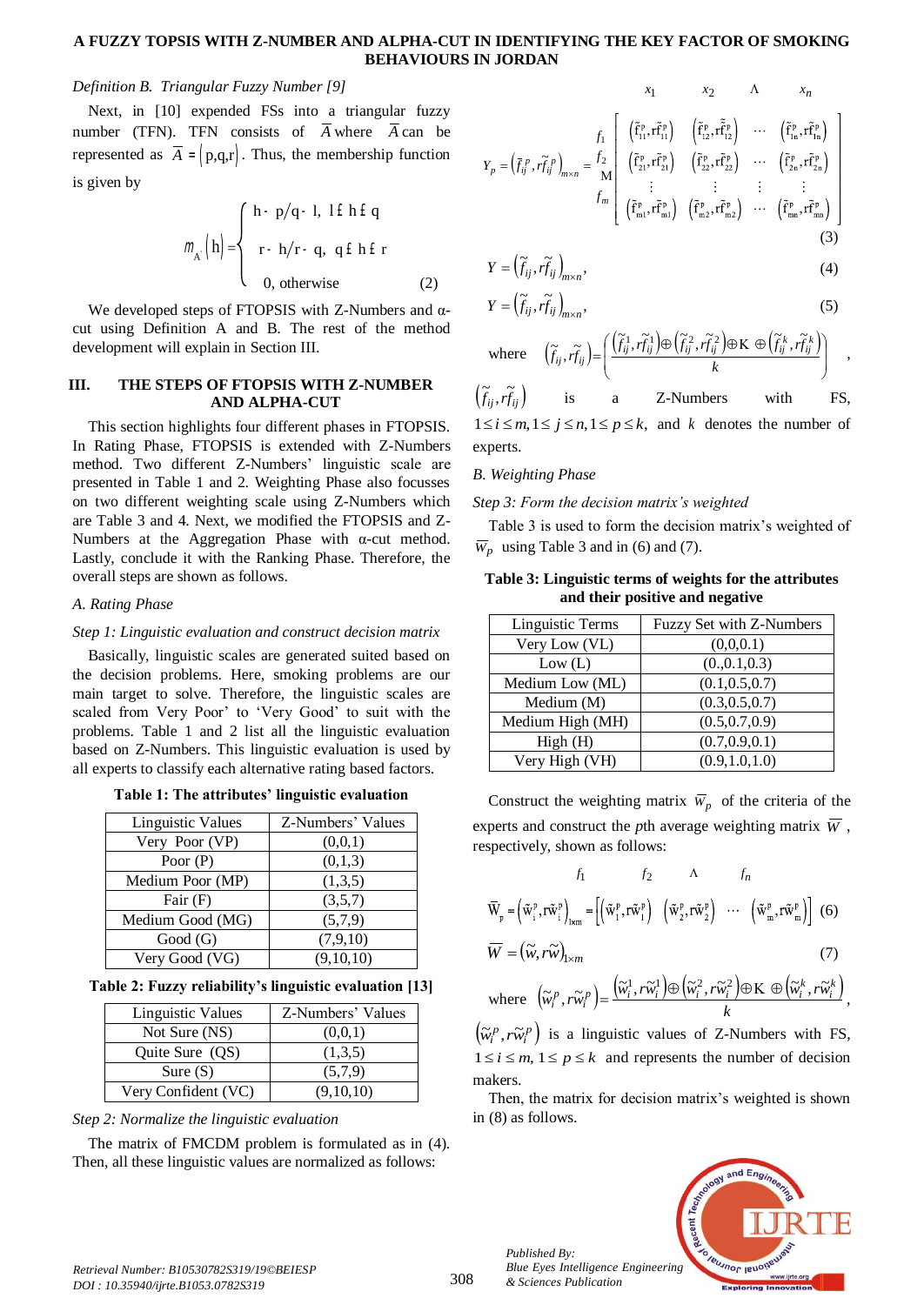*Definition B. Triangular Fuzzy Number [9]*

Next, in [10] expended FSs into a triangular fuzzy number (TFN). TFN consists of $\bar{A}$ where $\bar{A}$ can be represented as $\bar{A} = (p,q,r)$. Thus, the membership function is given by

$$\mu_{\bar{A}}(h) = \begin{cases} h-p/q-l, & l \le h \le q \\ r-h/r-q, & q \le h \le r \\ 0, & \text{otherwise} \end{cases} \quad (2)$$

We developed steps of FTOPSIS with Z-Numbers and α-cut using Definition A and B. The rest of the method development will explain in Section III.

## III. THE STEPS OF FTOPSIS WITH Z-NUMBER AND ALPHA-CUT

This section highlights four different phases in FTOPSIS. In Rating Phase, FTOPSIS is extended with Z-Numbers method. Two different Z-Numbers' linguistic scale are presented in Table 1 and 2. Weighting Phase also focusses on two different weighting scale using Z-Numbers which are Table 3 and 4. Next, we modified the FTOPSIS and Z-Numbers at the Aggregation Phase with α-cut method. Lastly, conclude it with the Ranking Phase. Therefore, the overall steps are shown as follows.

### A. Rating Phase

*Step 1: Linguistic evaluation and construct decision matrix*

Basically, linguistic scales are generated suited based on the decision problems. Here, smoking problems are our main target to solve. Therefore, the linguistic scales are scaled from Very Poor' to 'Very Good' to suit with the problems. Table 1 and 2 list all the linguistic evaluation based on Z-Numbers. This linguistic evaluation is used by all experts to classify each alternative rating based factors.

**Table 1: The attributes' linguistic evaluation**

| Linguistic Values | Z-Numbers' Values |
|---|---|
| Very Poor (VP) | (0,0,1) |
| Poor (P) | (0,1,3) |
| Medium Poor (MP) | (1,3,5) |
| Fair (F) | (3,5,7) |
| Medium Good (MG) | (5,7,9) |
| Good (G) | (7,9,10) |
| Very Good (VG) | (9,10,10) |

**Table 2: Fuzzy reliability's linguistic evaluation [13]**

| Linguistic Values | Z-Numbers' Values |
|---|---|
| Not Sure (NS) | (0,0,1) |
| Quite Sure (QS) | (1,3,5) |
| Sure (S) | (5,7,9) |
| Very Confident (VC) | (9,10,10) |

*Step 2: Normalize the linguistic evaluation*

The matrix of FMCDM problem is formulated as in (4). Then, all these linguistic values are normalized as follows:

$$Y_p = \left(\tilde{f}_{ij}^{p}, r\tilde{f}_{ij}^{p}\right)_{m\times n} = \begin{array}{c} \\ f_1 \\ f_2 \\ \text{M} \\ f_m \end{array} \begin{array}{c} \begin{array}{cccc} x_1 & x_2 & \Lambda & x_n \end{array} \\ \begin{bmatrix} (\tilde{f}_{11}^{p}, r\tilde{f}_{11}^{p}) & (\tilde{f}_{12}^{p}, r\tilde{f}_{12}^{p}) & \cdots & (\tilde{f}_{1n}^{p}, r\tilde{f}_{1n}^{p}) \\ (\tilde{f}_{21}^{p}, r\tilde{f}_{21}^{p}) & (\tilde{f}_{22}^{p}, r\tilde{f}_{22}^{p}) & \cdots & (\tilde{f}_{2n}^{p}, r\tilde{f}_{2n}^{p}) \\ \vdots & \vdots & \vdots & \vdots \\ (\tilde{f}_{m1}^{p}, r\tilde{f}_{m1}^{p}) & (\tilde{f}_{m2}^{p}, r\tilde{f}_{m2}^{p}) & \cdots & (\tilde{f}_{mn}^{p}, r\tilde{f}_{mn}^{p}) \end{bmatrix} \end{array} \quad (3)$$

$$Y = \left(\tilde{f}_{ij}, r\tilde{f}_{ij}\right)_{m\times n}, \quad (4)$$

$$Y = \left(\tilde{f}_{ij}, r\tilde{f}_{ij}\right)_{m\times n}, \quad (5)$$

where $\left(\tilde{f}_{ij}, r\tilde{f}_{ij}\right) = \left(\frac{\left(\tilde{f}_{ij}^{1}, r\tilde{f}_{ij}^{1}\right) \oplus \left(\tilde{f}_{ij}^{2}, r\tilde{f}_{ij}^{2}\right) \oplus \text{K} \oplus \left(\tilde{f}_{ij}^{k}, r\tilde{f}_{ij}^{k}\right)}{k}\right)$, $\left(\tilde{f}_{ij}, r\tilde{f}_{ij}\right)$ is a Z-Numbers with FS, $1 \le i \le m, 1 \le j \le n, 1 \le p \le k$, and $k$ denotes the number of experts.

### B. Weighting Phase

*Step 3: Form the decision matrix's weighted*

Table 3 is used to form the decision matrix's weighted of $\bar{W}_p$ using Table 3 and in (6) and (7).

**Table 3: Linguistic terms of weights for the attributes and their positive and negative**

| Linguistic Terms | Fuzzy Set with Z-Numbers |
|---|---|
| Very Low (VL) | (0,0,0.1) |
| Low (L) | (0.,0.1,0.3) |
| Medium Low (ML) | (0.1,0.5,0.7) |
| Medium (M) | (0.3,0.5,0.7) |
| Medium High (MH) | (0.5,0.7,0.9) |
| High (H) | (0.7,0.9,0.1) |
| Very High (VH) | (0.9,1.0,1.0) |

Construct the weighting matrix $\bar{W}_p$ of the criteria of the experts and construct the $p$th average weighting matrix $\bar{W}$, respectively, shown as follows:

$$\bar{W}_p = \left(\tilde{w}_i^{p}, r\tilde{w}_i^{p}\right)_{1\times m} = \begin{array}{c} \begin{array}{cccc} f_1 & f_2 & \Lambda & f_n \end{array} \\ \left[\left(\tilde{w}_1^{p}, r\tilde{w}_1^{p}\right) \;\; \left(\tilde{w}_2^{p}, r\tilde{w}_2^{p}\right) \;\; \cdots \;\; \left(\tilde{w}_m^{p}, r\tilde{w}_m^{p}\right)\right] \end{array} \quad (6)$$

$$\bar{W} = \left(\tilde{w}, r\tilde{w}\right)_{1\times m} \quad (7)$$

where $\left(\tilde{w}_i^{p}, r\tilde{w}_i^{p}\right) = \frac{\left(\tilde{w}_i^{1}, r\tilde{w}_i^{1}\right) \oplus \left(\tilde{w}_i^{2}, r\tilde{w}_i^{2}\right) \oplus \text{K} \oplus \left(\tilde{w}_i^{k}, r\tilde{w}_i^{k}\right)}{k}$, $\left(\tilde{w}_i^{p}, r\tilde{w}_i^{p}\right)$ is a linguistic values of Z-Numbers with FS, $1 \le i \le m$, $1 \le p \le k$ and represents the number of decision makers.

Then, the matrix for decision matrix's weighted is shown in (8) as follows.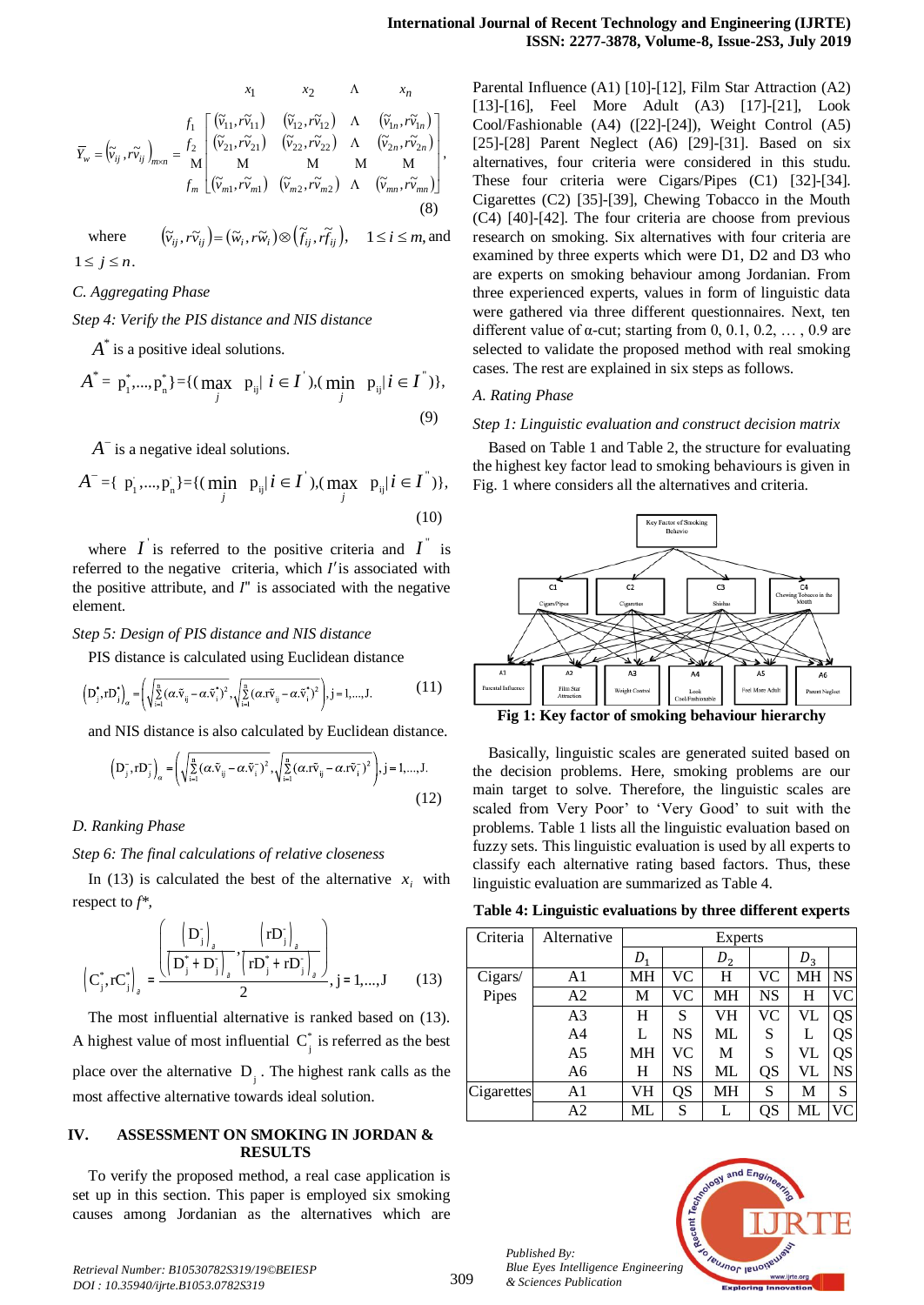$$\bar{Y}_w = \left(\tilde{v}_{ij}, r\tilde{v}_{ij}\right)_{m\times n} = \begin{array}{c} \\ f_1 \\ f_2 \\ \mathrm{M} \\ f_m \end{array} \begin{array}{c} \begin{array}{cccc} x_1 & x_2 & \Lambda & x_n \end{array} \\ \begin{bmatrix} (\tilde{v}_{11}, r\tilde{v}_{11}) & (\tilde{v}_{12}, r\tilde{v}_{12}) & \Lambda & (\tilde{v}_{1n}, r\tilde{v}_{1n}) \\ (\tilde{v}_{21}, r\tilde{v}_{21}) & (\tilde{v}_{22}, r\tilde{v}_{22}) & \Lambda & (\tilde{v}_{2n}, r\tilde{v}_{2n}) \\ \mathrm{M} & \mathrm{M} & \mathrm{M} & \mathrm{M} \\ (\tilde{v}_{m1}, r\tilde{v}_{m1}) & (\tilde{v}_{m2}, r\tilde{v}_{m2}) & \Lambda & (\tilde{v}_{mn}, r\tilde{v}_{mn}) \end{bmatrix} \end{array}, \quad (8)$$

where $\left(\tilde{v}_{ij}, r\tilde{v}_{ij}\right) = \left(\tilde{w}_i, r\tilde{w}_i\right) \otimes \left(\tilde{f}_{ij}, r\tilde{f}_{ij}\right)$, $1 \le i \le m$, and $1 \le j \le n$.

*C. Aggregating Phase*

*Step 4: Verify the PIS distance and NIS distance*

$A^*$ is a positive ideal solutions.

$$A^* = \mathrm{p}_1^*,...,\mathrm{p}_n^*\} = \{(\max_j \ \mathrm{p}_{ij} | \ i \in I^{'}), (\min_j \ \mathrm{p}_{ij} | \ i \in I^{''})\}, \quad (9)$$

$A^-$ is a negative ideal solutions.

$$A^- = \{\ \mathrm{p}_1^-,...,\mathrm{p}_n^-\} = \{(\min_j \ \mathrm{p}_{ij} | \ i \in I^{'}), (\max_j \ \mathrm{p}_{ij} | \ i \in I^{''})\}, \quad (10)$$

where $I^{'}$ is referred to the positive criteria and $I^{''}$ is referred to the negative criteria, which $I'$ is associated with the positive attribute, and $I''$ is associated with the negative element.

*Step 5: Design of PIS distance and NIS distance*

PIS distance is calculated using Euclidean distance

$$\left(\mathrm{D}_j^*, r\mathrm{D}_j^*\right)_\alpha = \left(\sqrt{\sum_{i=1}^{n}(\alpha.\tilde{v}_{ij} - \alpha.\tilde{v}_i^*)^2}, \sqrt{\sum_{i=1}^{n}(\alpha.r\tilde{v}_{ij} - \alpha.\tilde{v}_i^*)^2}\right), j = 1,...,J. \quad (11)$$

and NIS distance is also calculated by Euclidean distance.

$$\left(\mathrm{D}_j^-, r\mathrm{D}_j^-\right)_\alpha = \left(\sqrt{\sum_{i=1}^{n}(\alpha.\tilde{v}_{ij} - \alpha.\tilde{v}_i^-)^2}, \sqrt{\sum_{i=1}^{n}(\alpha.r\tilde{v}_{ij} - \alpha.r\tilde{v}_i^-)^2}\right), j = 1,...,J. \quad (12)$$

*D. Ranking Phase*

*Step 6: The final calculations of relative closeness*

In (13) is calculated the best of the alternative $x_i$ with respect to $f^*$,

$$\left(\mathrm{C}_j^*, r\mathrm{C}_j^*\right)_a = \frac{\left(\frac{\left(\mathrm{D}_j^-\right)_a}{\left(\mathrm{D}_j^* + \mathrm{D}_j^-\right)_a}, \frac{\left(r\mathrm{D}_j^-\right)_a}{\left(r\mathrm{D}_j^* + r\mathrm{D}_j^-\right)_a}\right)}{2}, j = 1,...,J \quad (13)$$

The most influential alternative is ranked based on (13). A highest value of most influential $\mathrm{C}_j^*$ is referred as the best place over the alternative $\mathrm{D}_j$. The highest rank calls as the most affective alternative towards ideal solution.

## IV. ASSESSMENT ON SMOKING IN JORDAN & RESULTS

To verify the proposed method, a real case application is set up in this section. This paper is employed six smoking causes among Jordanian as the alternatives which are Parental Influence (A1) [10]-[12], Film Star Attraction (A2) [13]-[16], Feel More Adult (A3) [17]-[21], Look Cool/Fashionable (A4) ([22]-[24]), Weight Control (A5) [25]-[28] Parent Neglect (A6) [29]-[31]. Based on six alternatives, four criteria were considered in this studu. These four criteria were Cigars/Pipes (C1) [32]-[34]. Cigarettes (C2) [35]-[39], Chewing Tobacco in the Mouth (C4) [40]-[42]. The four criteria are choose from previous research on smoking. Six alternatives with four criteria are examined by three experts which were D1, D2 and D3 who are experts on smoking behaviour among Jordanian. From three experienced experts, values in form of linguistic data were gathered via three different questionnaires. Next, ten different value of α-cut; starting from 0, 0.1, 0.2, … , 0.9 are selected to validate the proposed method with real smoking cases. The rest are explained in six steps as follows.

*A. Rating Phase*

*Step 1: Linguistic evaluation and construct decision matrix*

Based on Table 1 and Table 2, the structure for evaluating the highest key factor lead to smoking behaviours is given in Fig. 1 where considers all the alternatives and criteria.

**Fig 1: Key factor of smoking behaviour hierarchy**

Basically, linguistic scales are generated suited based on the decision problems. Here, smoking problems are our main target to solve. Therefore, the linguistic scales are scaled from Very Poor' to 'Very Good' to suit with the problems. Table 1 lists all the linguistic evaluation based on fuzzy sets. This linguistic evaluation is used by all experts to classify each alternative rating based factors. Thus, these linguistic evaluation are summarized as Table 4.

**Table 4: Linguistic evaluations by three different experts**

| Criteria | Alternative | Experts | | | | | |
|---|---|---|---|---|---|---|---|
| | | $D_1$ | | $D_2$ | | $D_3$ | |
| Cigars/ Pipes | A1 | MH | VC | H | VC | MH | NS |
| | A2 | M | VC | MH | NS | H | VC |
| | A3 | H | S | VH | VC | VL | QS |
| | A4 | L | NS | ML | S | L | QS |
| | A5 | MH | VC | M | S | VL | QS |
| | A6 | H | NS | ML | QS | VL | NS |
| Cigarettes | A1 | VH | QS | MH | S | M | S |
| | A2 | ML | S | L | QS | ML | VC |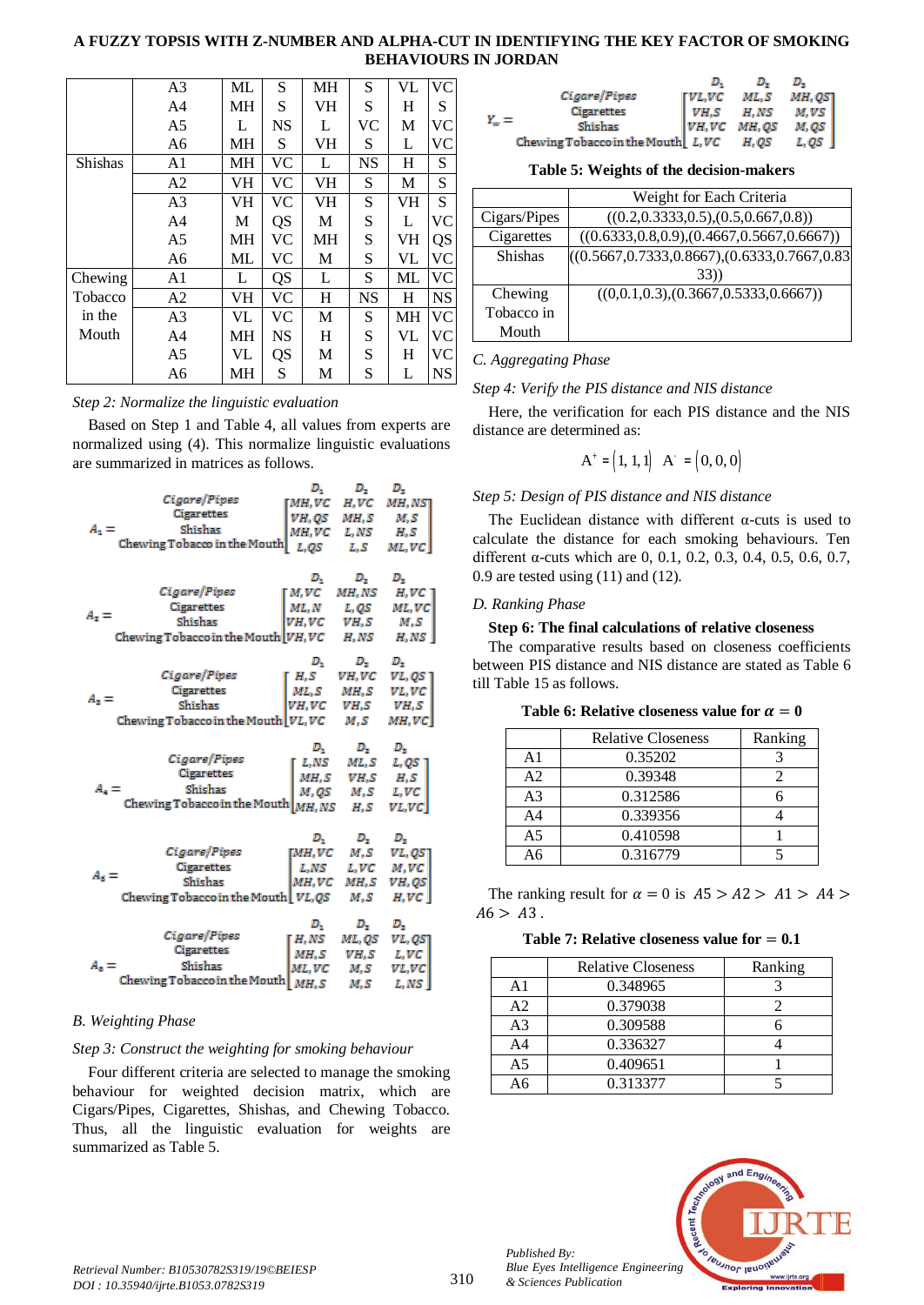| | A3 | ML | S | MH | S | VL | VC |
|---|---|---|---|---|---|---|---|
| | A4 | MH | S | VH | S | H | S |
| | A5 | L | NS | L | VC | M | VC |
| | A6 | MH | S | VH | S | L | VC |
| Shishas | A1 | MH | VC | L | NS | H | S |
| | A2 | VH | VC | VH | S | M | S |
| | A3 | VH | VC | VH | S | VH | S |
| | A4 | M | QS | M | S | L | VC |
| | A5 | MH | VC | MH | S | VH | QS |
| | A6 | ML | VC | M | S | VL | VC |
| Chewing Tobacco in the Mouth | A1 | L | QS | L | S | ML | VC |
| | A2 | VH | VC | H | NS | H | NS |
| | A3 | VL | VC | M | S | MH | VC |
| | A4 | MH | NS | H | S | VL | VC |
| | A5 | VL | QS | M | S | H | VC |
| | A6 | MH | S | M | S | L | NS |

*Step 2: Normalize the linguistic evaluation*

Based on Step 1 and Table 4, all values from experts are normalized using (4). This normalize linguistic evaluations are summarized in matrices as follows.

$$A_1 = \begin{array}{c} \\ \text{Cigars/Pipes} \\ \text{Cigarettes} \\ \text{Shishas} \\ \text{Chewing Tobacco in the Mouth} \end{array} \begin{array}{c} D_1 \quad\; D_2 \quad\; D_3 \\ \begin{bmatrix} MH,VC & H,VC & MH,NS \\ VH,QS & MH,S & M,S \\ MH,VC & L,NS & H,S \\ L,QS & L,S & ML,VC \end{bmatrix} \end{array}$$

$$A_2 = \begin{array}{c} \\ \text{Cigars/Pipes} \\ \text{Cigarettes} \\ \text{Shishas} \\ \text{Chewing Tobacco in the Mouth} \end{array} \begin{array}{c} D_1 \quad\; D_2 \quad\; D_3 \\ \begin{bmatrix} M,VC & MH,NS & H,VC \\ ML,N & L,QS & ML,VC \\ VH,VC & VH,S & M,S \\ VH,VC & H,NS & H,NS \end{bmatrix} \end{array}$$

$$A_3 = \begin{array}{c} \\ \text{Cigars/Pipes} \\ \text{Cigarettes} \\ \text{Shishas} \\ \text{Chewing Tobacco in the Mouth} \end{array} \begin{array}{c} D_1 \quad\; D_2 \quad\; D_3 \\ \begin{bmatrix} H,S & VH,VC & VL,QS \\ ML,S & MH,S & VL,VC \\ VH,VC & VH,S & VH,S \\ VL,VC & M,S & MH,VC \end{bmatrix} \end{array}$$

$$A_4 = \begin{array}{c} \\ \text{Cigars/Pipes} \\ \text{Cigarettes} \\ \text{Shishas} \\ \text{Chewing Tobacco in the Mouth} \end{array} \begin{array}{c} D_1 \quad\; D_2 \quad\; D_3 \\ \begin{bmatrix} L,NS & ML,S & L,QS \\ MH,S & VH,S & H,S \\ M,QS & M,S & L,VC \\ MH,NS & H,S & VL,VC \end{bmatrix} \end{array}$$

$$A_5 = \begin{array}{c} \\ \text{Cigars/Pipes} \\ \text{Cigarettes} \\ \text{Shishas} \\ \text{Chewing Tobacco in the Mouth} \end{array} \begin{array}{c} D_1 \quad\; D_2 \quad\; D_3 \\ \begin{bmatrix} MH,VC & M,S & VL,QS \\ L,NS & L,VC & M,VC \\ MH,VC & MH,S & VH,QS \\ VL,QS & M,S & H,VC \end{bmatrix} \end{array}$$

$$A_6 = \begin{array}{c} \\ \text{Cigars/Pipes} \\ \text{Cigarettes} \\ \text{Shishas} \\ \text{Chewing Tobacco in the Mouth} \end{array} \begin{array}{c} D_1 \quad\; D_2 \quad\; D_3 \\ \begin{bmatrix} H,NS & ML,QS & VL,QS \\ MH,S & VH,S & L,VC \\ ML,VC & M,S & VL,VC \\ MH,S & M,S & L,NS \end{bmatrix} \end{array}$$

*B. Weighting Phase*

*Step 3: Construct the weighting for smoking behaviour*

Four different criteria are selected to manage the smoking behaviour for weighted decision matrix, which are Cigars/Pipes, Cigarettes, Shishas, and Chewing Tobacco. Thus, all the linguistic evaluation for weights are summarized as Table 5.

$$Y_w = \begin{array}{c} \\ \text{Cigars/Pipes} \\ \text{Cigarettes} \\ \text{Shishas} \\ \text{Chewing Tobacco in the Mouth} \end{array} \begin{array}{c} D_1 \quad\; D_2 \quad\; D_3 \\ \begin{bmatrix} VL,VC & ML,S & MH,QS \\ VH,S & H,NS & M,VS \\ VH,VC & MH,QS & M,QS \\ L,VC & H,QS & L,QS \end{bmatrix} \end{array}$$

**Table 5: Weights of the decision-makers**

| | Weight for Each Criteria |
|---|---|
| Cigars/Pipes | ((0.2,0.3333,0.5),(0.5,0.667,0.8)) |
| Cigarettes | ((0.6333,0.8,0.9),(0.4667,0.5667,0.6667)) |
| Shishas | ((0.5667,0.7333,0.8667),(0.6333,0.7667,0.8333)) |
| Chewing Tobacco in Mouth | ((0,0.1,0.3),(0.3667,0.5333,0.6667)) |

*C. Aggregating Phase*

*Step 4: Verify the PIS distance and NIS distance*

Here, the verification for each PIS distance and the NIS distance are determined as:

$$A^+ = (1,1,1) \quad A^- = (0,0,0)$$

*Step 5: Design of PIS distance and NIS distance*

The Euclidean distance with different α-cuts is used to calculate the distance for each smoking behaviours. Ten different α-cuts which are 0, 0.1, 0.2, 0.3, 0.4, 0.5, 0.6, 0.7, 0.9 are tested using (11) and (12).

*D. Ranking Phase*

**Step 6: The final calculations of relative closeness**

The comparative results based on closeness coefficients between PIS distance and NIS distance are stated as Table 6 till Table 15 as follows.

**Table 6: Relative closeness value for $\alpha = 0$**

| | Relative Closeness | Ranking |
|---|---|---|
| A1 | 0.35202 | 3 |
| A2 | 0.39348 | 2 |
| A3 | 0.312586 | 6 |
| A4 | 0.339356 | 4 |
| A5 | 0.410598 | 1 |
| A6 | 0.316779 | 5 |

The ranking result for $\alpha = 0$ is $A5 > A2 > A1 > A4 > A6 > A3$.

**Table 7: Relative closeness value for = 0.1**

| | Relative Closeness | Ranking |
|---|---|---|
| A1 | 0.348965 | 3 |
| A2 | 0.379038 | 2 |
| A3 | 0.309588 | 6 |
| A4 | 0.336327 | 4 |
| A5 | 0.409651 | 1 |
| A6 | 0.313377 | 5 |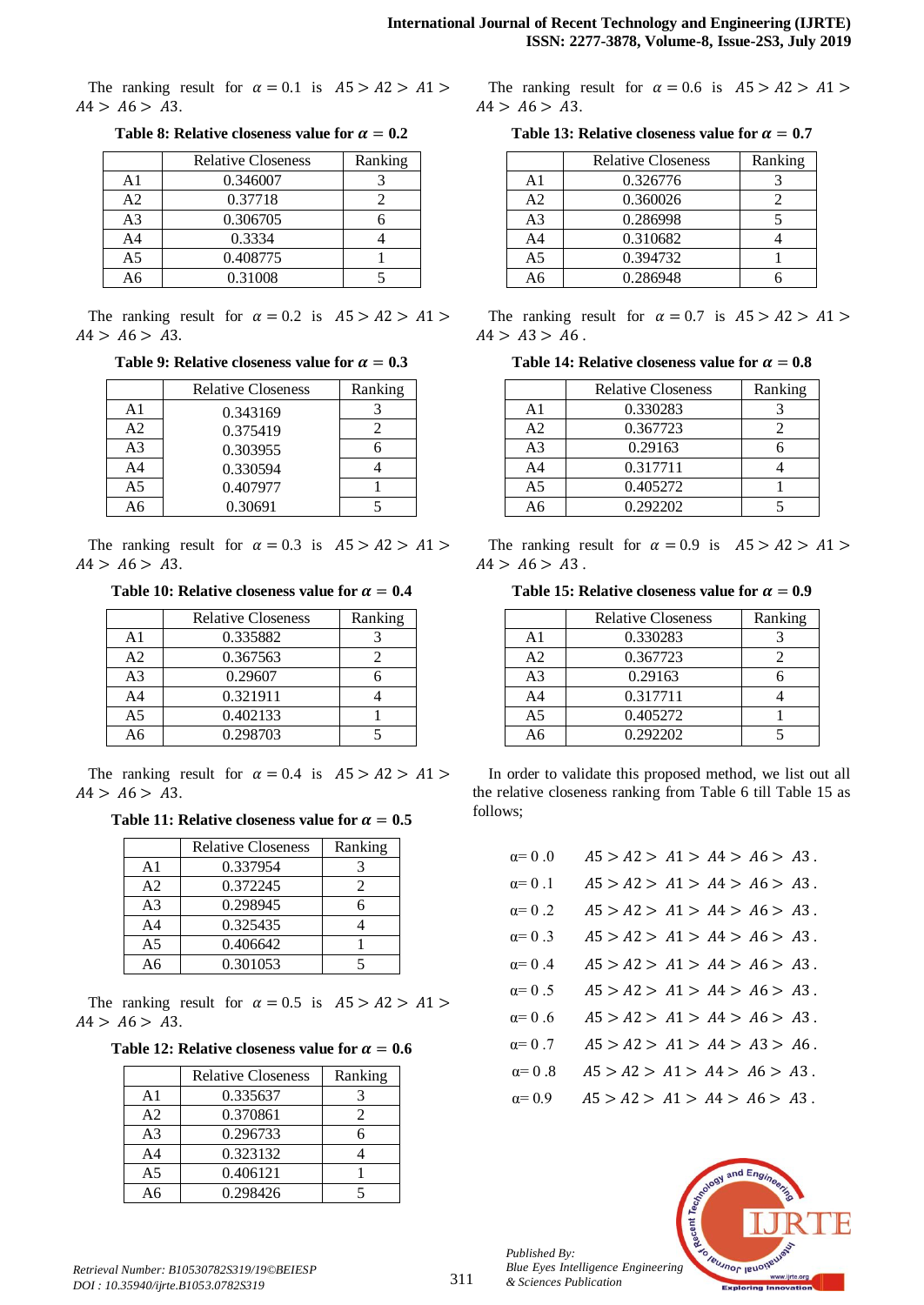The ranking result for $\alpha = 0.1$ is $A5 > A2 > A1 > A4 > A6 > A3$.

**Table 8: Relative closeness value for $\alpha = 0.2$**

| | Relative Closeness | Ranking |
|---|---|---|
| A1 | 0.346007 | 3 |
| A2 | 0.37718 | 2 |
| A3 | 0.306705 | 6 |
| A4 | 0.3334 | 4 |
| A5 | 0.408775 | 1 |
| A6 | 0.31008 | 5 |

The ranking result for $\alpha = 0.2$ is $A5 > A2 > A1 > A4 > A6 > A3$.

**Table 9: Relative closeness value for $\alpha = 0.3$**

| | Relative Closeness | Ranking |
|---|---|---|
| A1 | 0.343169 | 3 |
| A2 | 0.375419 | 2 |
| A3 | 0.303955 | 6 |
| A4 | 0.330594 | 4 |
| A5 | 0.407977 | 1 |
| A6 | 0.30691 | 5 |

The ranking result for $\alpha = 0.3$ is $A5 > A2 > A1 > A4 > A6 > A3$.

**Table 10: Relative closeness value for $\alpha = 0.4$**

| | Relative Closeness | Ranking |
|---|---|---|
| A1 | 0.335882 | 3 |
| A2 | 0.367563 | 2 |
| A3 | 0.29607 | 6 |
| A4 | 0.321911 | 4 |
| A5 | 0.402133 | 1 |
| A6 | 0.298703 | 5 |

The ranking result for $\alpha = 0.4$ is $A5 > A2 > A1 > A4 > A6 > A3$.

**Table 11: Relative closeness value for $\alpha = 0.5$**

| | Relative Closeness | Ranking |
|---|---|---|
| A1 | 0.337954 | 3 |
| A2 | 0.372245 | 2 |
| A3 | 0.298945 | 6 |
| A4 | 0.325435 | 4 |
| A5 | 0.406642 | 1 |
| A6 | 0.301053 | 5 |

The ranking result for $\alpha = 0.5$ is $A5 > A2 > A1 > A4 > A6 > A3$.

**Table 12: Relative closeness value for $\alpha = 0.6$**

| | Relative Closeness | Ranking |
|---|---|---|
| A1 | 0.335637 | 3 |
| A2 | 0.370861 | 2 |
| A3 | 0.296733 | 6 |
| A4 | 0.323132 | 4 |
| A5 | 0.406121 | 1 |
| A6 | 0.298426 | 5 |

The ranking result for $\alpha = 0.6$ is $A5 > A2 > A1 > A4 > A6 > A3$.

**Table 13: Relative closeness value for $\alpha = 0.7$**

| | Relative Closeness | Ranking |
|---|---|---|
| A1 | 0.326776 | 3 |
| A2 | 0.360026 | 2 |
| A3 | 0.286998 | 5 |
| A4 | 0.310682 | 4 |
| A5 | 0.394732 | 1 |
| A6 | 0.286948 | 6 |

The ranking result for $\alpha = 0.7$ is $A5 > A2 > A1 > A4 > A3 > A6$.

**Table 14: Relative closeness value for $\alpha = 0.8$**

| | Relative Closeness | Ranking |
|---|---|---|
| A1 | 0.330283 | 3 |
| A2 | 0.367723 | 2 |
| A3 | 0.29163 | 6 |
| A4 | 0.317711 | 4 |
| A5 | 0.405272 | 1 |
| A6 | 0.292202 | 5 |

The ranking result for $\alpha = 0.9$ is $A5 > A2 > A1 > A4 > A6 > A3$.

**Table 15: Relative closeness value for $\alpha = 0.9$**

| | Relative Closeness | Ranking |
|---|---|---|
| A1 | 0.330283 | 3 |
| A2 | 0.367723 | 2 |
| A3 | 0.29163 | 6 |
| A4 | 0.317711 | 4 |
| A5 | 0.405272 | 1 |
| A6 | 0.292202 | 5 |

In order to validate this proposed method, we list out all the relative closeness ranking from Table 6 till Table 15 as follows;

$\alpha = 0.0$ $A5 > A2 > A1 > A4 > A6 > A3$.
$\alpha = 0.1$ $A5 > A2 > A1 > A4 > A6 > A3$.
$\alpha = 0.2$ $A5 > A2 > A1 > A4 > A6 > A3$.
$\alpha = 0.3$ $A5 > A2 > A1 > A4 > A6 > A3$.
$\alpha = 0.4$ $A5 > A2 > A1 > A4 > A6 > A3$.
$\alpha = 0.5$ $A5 > A2 > A1 > A4 > A6 > A3$.
$\alpha = 0.6$ $A5 > A2 > A1 > A4 > A6 > A3$.
$\alpha = 0.7$ $A5 > A2 > A1 > A4 > A3 > A6$.
$\alpha = 0.8$ $A5 > A2 > A1 > A4 > A6 > A3$.
$\alpha = 0.9$ $A5 > A2 > A1 > A4 > A6 > A3$.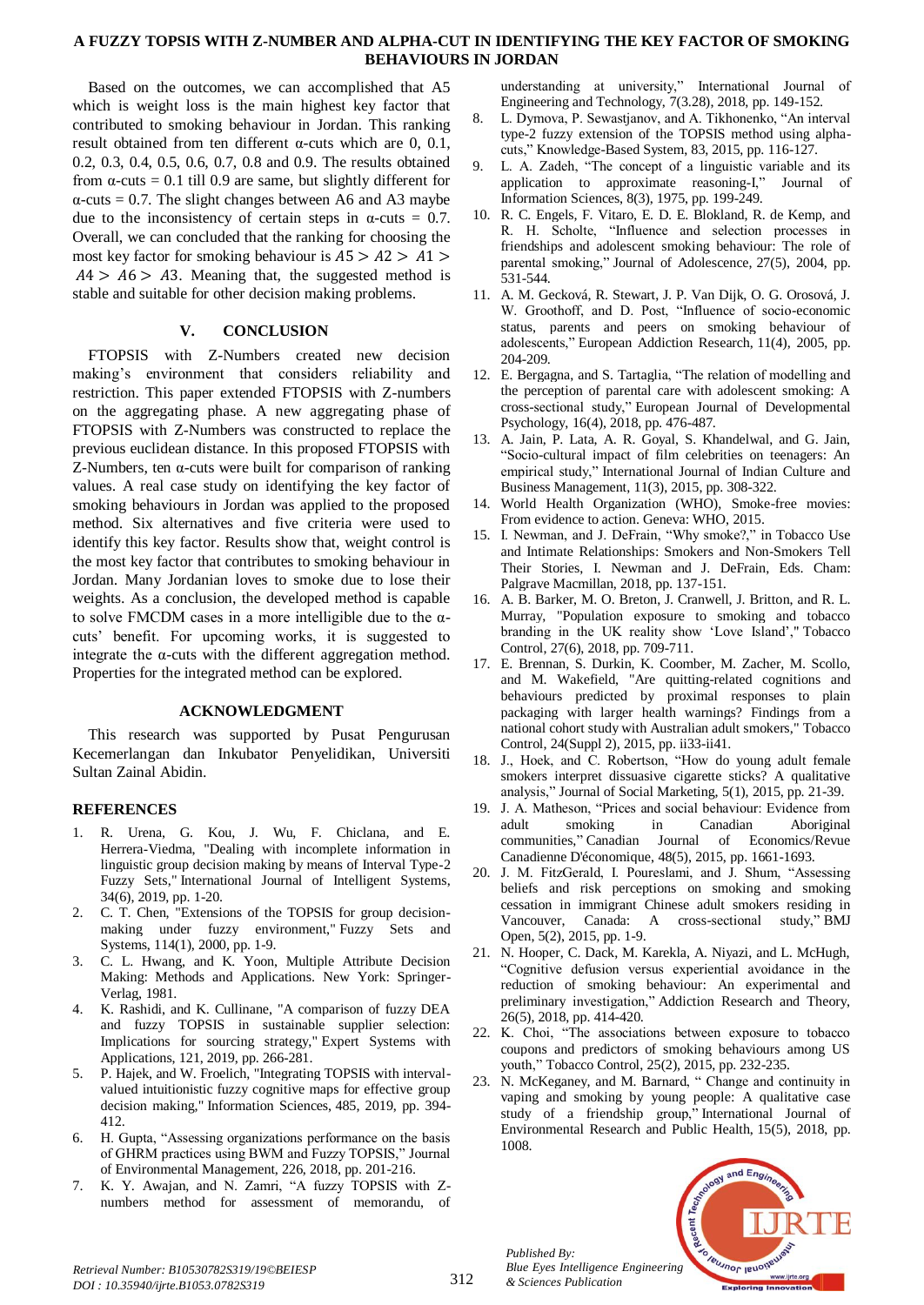Based on the outcomes, we can accomplished that A5 which is weight loss is the main highest key factor that contributed to smoking behaviour in Jordan. This ranking result obtained from ten different α-cuts which are 0, 0.1, 0.2, 0.3, 0.4, 0.5, 0.6, 0.7, 0.8 and 0.9. The results obtained from α-cuts = 0.1 till 0.9 are same, but slightly different for α-cuts = 0.7. The slight changes between A6 and A3 maybe due to the inconsistency of certain steps in α-cuts = 0.7. Overall, we can concluded that the ranking for choosing the most key factor for smoking behaviour is $A5 > A2 > A1 > A4 > A6 > A3$. Meaning that, the suggested method is stable and suitable for other decision making problems.

## V. CONCLUSION

FTOPSIS with Z-Numbers created new decision making's environment that considers reliability and restriction. This paper extended FTOPSIS with Z-numbers on the aggregating phase. A new aggregating phase of FTOPSIS with Z-Numbers was constructed to replace the previous euclidean distance. In this proposed FTOPSIS with Z-Numbers, ten α-cuts were built for comparison of ranking values. A real case study on identifying the key factor of smoking behaviours in Jordan was applied to the proposed method. Six alternatives and five criteria were used to identify this key factor. Results show that, weight control is the most key factor that contributes to smoking behaviour in Jordan. Many Jordanian loves to smoke due to lose their weights. As a conclusion, the developed method is capable to solve FMCDM cases in a more intelligible due to the α-cuts' benefit. For upcoming works, it is suggested to integrate the α-cuts with the different aggregation method. Properties for the integrated method can be explored.

## ACKNOWLEDGMENT

This research was supported by Pusat Pengurusan Kecemerlangan dan Inkubator Penyelidikan, Universiti Sultan Zainal Abidin.

## REFERENCES

1. R. Urena, G. Kou, J. Wu, F. Chiclana, and E. Herrera-Viedma, "Dealing with incomplete information in linguistic group decision making by means of Interval Type-2 Fuzzy Sets," International Journal of Intelligent Systems, 34(6), 2019, pp. 1-20.
2. C. T. Chen, "Extensions of the TOPSIS for group decision-making under fuzzy environment," Fuzzy Sets and Systems, 114(1), 2000, pp. 1-9.
3. C. L. Hwang, and K. Yoon, Multiple Attribute Decision Making: Methods and Applications. New York: Springer-Verlag, 1981.
4. K. Rashidi, and K. Cullinane, "A comparison of fuzzy DEA and fuzzy TOPSIS in sustainable supplier selection: Implications for sourcing strategy," Expert Systems with Applications, 121, 2019, pp. 266-281.
5. P. Hajek, and W. Froelich, "Integrating TOPSIS with interval-valued intuitionistic fuzzy cognitive maps for effective group decision making," Information Sciences, 485, 2019, pp. 394-412.
6. H. Gupta, "Assessing organizations performance on the basis of GHRM practices using BWM and Fuzzy TOPSIS," Journal of Environmental Management, 226, 2018, pp. 201-216.
7. K. Y. Awajan, and N. Zamri, "A fuzzy TOPSIS with Z-numbers method for assessment of memorandu, of understanding at university," International Journal of Engineering and Technology, 7(3.28), 2018, pp. 149-152.
8. L. Dymova, P. Sewastjanov, and A. Tikhonenko, "An interval type-2 fuzzy extension of the TOPSIS method using alpha-cuts," Knowledge-Based System, 83, 2015, pp. 116-127.
9. L. A. Zadeh, "The concept of a linguistic variable and its application to approximate reasoning-I," Journal of Information Sciences, 8(3), 1975, pp. 199-249.
10. R. C. Engels, F. Vitaro, E. D. E. Blokland, R. de Kemp, and R. H. Scholte, "Influence and selection processes in friendships and adolescent smoking behaviour: The role of parental smoking," Journal of Adolescence, 27(5), 2004, pp. 531-544.
11. A. M. Gecková, R. Stewart, J. P. Van Dijk, O. G. Orosová, J. W. Groothoff, and D. Post, "Influence of socio-economic status, parents and peers on smoking behaviour of adolescents," European Addiction Research, 11(4), 2005, pp. 204-209.
12. E. Bergagna, and S. Tartaglia, "The relation of modelling and the perception of parental care with adolescent smoking: A cross-sectional study," European Journal of Developmental Psychology, 16(4), 2018, pp. 476-487.
13. A. Jain, P. Lata, A. R. Goyal, S. Khandelwal, and G. Jain, "Socio-cultural impact of film celebrities on teenagers: An empirical study," International Journal of Indian Culture and Business Management, 11(3), 2015, pp. 308-322.
14. World Health Organization (WHO), Smoke-free movies: From evidence to action. Geneva: WHO, 2015.
15. I. Newman, and J. DeFrain, "Why smoke?," in Tobacco Use and Intimate Relationships: Smokers and Non-Smokers Tell Their Stories, I. Newman and J. DeFrain, Eds. Cham: Palgrave Macmillan, 2018, pp. 137-151.
16. A. B. Barker, M. O. Breton, J. Cranwell, J. Britton, and R. L. Murray, "Population exposure to smoking and tobacco branding in the UK reality show 'Love Island'," Tobacco Control, 27(6), 2018, pp. 709-711.
17. E. Brennan, S. Durkin, K. Coomber, M. Zacher, M. Scollo, and M. Wakefield, "Are quitting-related cognitions and behaviours predicted by proximal responses to plain packaging with larger health warnings? Findings from a national cohort study with Australian adult smokers," Tobacco Control, 24(Suppl 2), 2015, pp. ii33-ii41.
18. J., Hoek, and C. Robertson, "How do young adult female smokers interpret dissuasive cigarette sticks? A qualitative analysis," Journal of Social Marketing, 5(1), 2015, pp. 21-39.
19. J. A. Matheson, "Prices and social behaviour: Evidence from adult smoking in Canadian Aboriginal communities," Canadian Journal of Economics/Revue Canadienne D'économique, 48(5), 2015, pp. 1661-1693.
20. J. M. FitzGerald, I. Poureslami, and J. Shum, "Assessing beliefs and risk perceptions on smoking and smoking cessation in immigrant Chinese adult smokers residing in Vancouver, Canada: A cross-sectional study," BMJ Open, 5(2), 2015, pp. 1-9.
21. N. Hooper, C. Dack, M. Karekla, A. Niyazi, and L. McHugh, "Cognitive defusion versus experiential avoidance in the reduction of smoking behaviour: An experimental and preliminary investigation," Addiction Research and Theory, 26(5), 2018, pp. 414-420.
22. K. Choi, "The associations between exposure to tobacco coupons and predictors of smoking behaviours among US youth," Tobacco Control, 25(2), 2015, pp. 232-235.
23. N. McKeganey, and M. Barnard, " Change and continuity in vaping and smoking by young people: A qualitative case study of a friendship group," International Journal of Environmental Research and Public Health, 15(5), 2018, pp. 1008.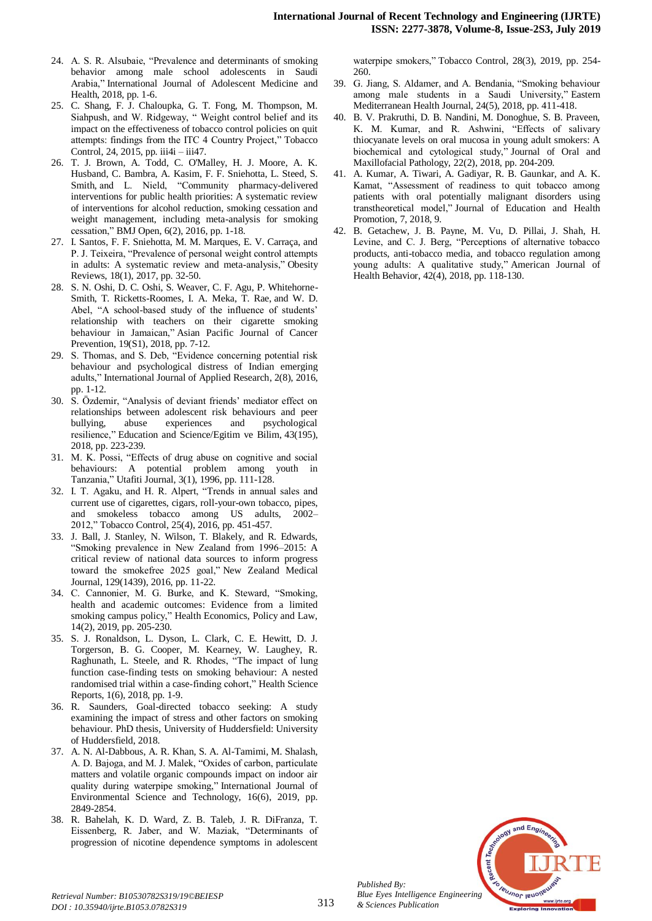24. A. S. R. Alsubaie, "Prevalence and determinants of smoking behavior among male school adolescents in Saudi Arabia," International Journal of Adolescent Medicine and Health, 2018, pp. 1-6.
25. C. Shang, F. J. Chaloupka, G. T. Fong, M. Thompson, M. Siahpush, and W. Ridgeway, " Weight control belief and its impact on the effectiveness of tobacco control policies on quit attempts: findings from the ITC 4 Country Project," Tobacco Control, 24, 2015, pp. iii4i – iii47.
26. T. J. Brown, A. Todd, C. O'Malley, H. J. Moore, A. K. Husband, C. Bambra, A. Kasim, F. F. Sniehotta, L. Steed, S. Smith, and L. Nield, "Community pharmacy-delivered interventions for public health priorities: A systematic review of interventions for alcohol reduction, smoking cessation and weight management, including meta-analysis for smoking cessation," BMJ Open, 6(2), 2016, pp. 1-18.
27. I. Santos, F. F. Sniehotta, M. M. Marques, E. V. Carraça, and P. J. Teixeira, "Prevalence of personal weight control attempts in adults: A systematic review and meta-analysis," Obesity Reviews, 18(1), 2017, pp. 32-50.
28. S. N. Oshi, D. C. Oshi, S. Weaver, C. F. Agu, P. Whitehorne-Smith, T. Ricketts-Roomes, I. A. Meka, T. Rae, and W. D. Abel, "A school-based study of the influence of students' relationship with teachers on their cigarette smoking behaviour in Jamaican," Asian Pacific Journal of Cancer Prevention, 19(S1), 2018, pp. 7-12.
29. S. Thomas, and S. Deb, "Evidence concerning potential risk behaviour and psychological distress of Indian emerging adults," International Journal of Applied Research, 2(8), 2016, pp. 1-12.
30. S. Özdemir, "Analysis of deviant friends' mediator effect on relationships between adolescent risk behaviours and peer bullying, abuse experiences and psychological resilience," Education and Science/Egitim ve Bilim, 43(195), 2018, pp. 223-239.
31. M. K. Possi, "Effects of drug abuse on cognitive and social behaviours: A potential problem among youth in Tanzania," Utafiti Journal, 3(1), 1996, pp. 111-128.
32. I. T. Agaku, and H. R. Alpert, "Trends in annual sales and current use of cigarettes, cigars, roll-your-own tobacco, pipes, and smokeless tobacco among US adults, 2002–2012," Tobacco Control, 25(4), 2016, pp. 451-457.
33. J. Ball, J. Stanley, N. Wilson, T. Blakely, and R. Edwards, "Smoking prevalence in New Zealand from 1996–2015: A critical review of national data sources to inform progress toward the smokefree 2025 goal," New Zealand Medical Journal, 129(1439), 2016, pp. 11-22.
34. C. Cannonier, M. G. Burke, and K. Steward, "Smoking, health and academic outcomes: Evidence from a limited smoking campus policy," Health Economics, Policy and Law, 14(2), 2019, pp. 205-230.
35. S. J. Ronaldson, L. Dyson, L. Clark, C. E. Hewitt, D. J. Torgerson, B. G. Cooper, M. Kearney, W. Laughey, R. Raghunath, L. Steele, and R. Rhodes, "The impact of lung function case-finding tests on smoking behaviour: A nested randomised trial within a case-finding cohort," Health Science Reports, 1(6), 2018, pp. 1-9.
36. R. Saunders, Goal-directed tobacco seeking: A study examining the impact of stress and other factors on smoking behaviour. PhD thesis, University of Huddersfield: University of Huddersfield, 2018.
37. A. N. Al-Dabbous, A. R. Khan, S. A. Al-Tamimi, M. Shalash, A. D. Bajoga, and M. J. Malek, "Oxides of carbon, particulate matters and volatile organic compounds impact on indoor air quality during waterpipe smoking," International Journal of Environmental Science and Technology, 16(6), 2019, pp. 2849-2854.
38. R. Bahelah, K. D. Ward, Z. B. Taleb, J. R. DiFranza, T. Eissenberg, R. Jaber, and W. Maziak, "Determinants of progression of nicotine dependence symptoms in adolescent waterpipe smokers," Tobacco Control, 28(3), 2019, pp. 254-260.
39. G. Jiang, S. Aldamer, and A. Bendania, "Smoking behaviour among male students in a Saudi University," Eastern Mediterranean Health Journal, 24(5), 2018, pp. 411-418.
40. B. V. Prakruthi, D. B. Nandini, M. Donoghue, S. B. Praveen, K. M. Kumar, and R. Ashwini, "Effects of salivary thiocyanate levels on oral mucosa in young adult smokers: A biochemical and cytological study," Journal of Oral and Maxillofacial Pathology, 22(2), 2018, pp. 204-209.
41. A. Kumar, A. Tiwari, A. Gadiyar, R. B. Gaunkar, and A. K. Kamat, "Assessment of readiness to quit tobacco among patients with oral potentially malignant disorders using transtheoretical model," Journal of Education and Health Promotion, 7, 2018, 9.
42. B. Getachew, J. B. Payne, M. Vu, D. Pillai, J. Shah, H. Levine, and C. J. Berg, "Perceptions of alternative tobacco products, anti-tobacco media, and tobacco regulation among young adults: A qualitative study," American Journal of Health Behavior, 42(4), 2018, pp. 118-130.